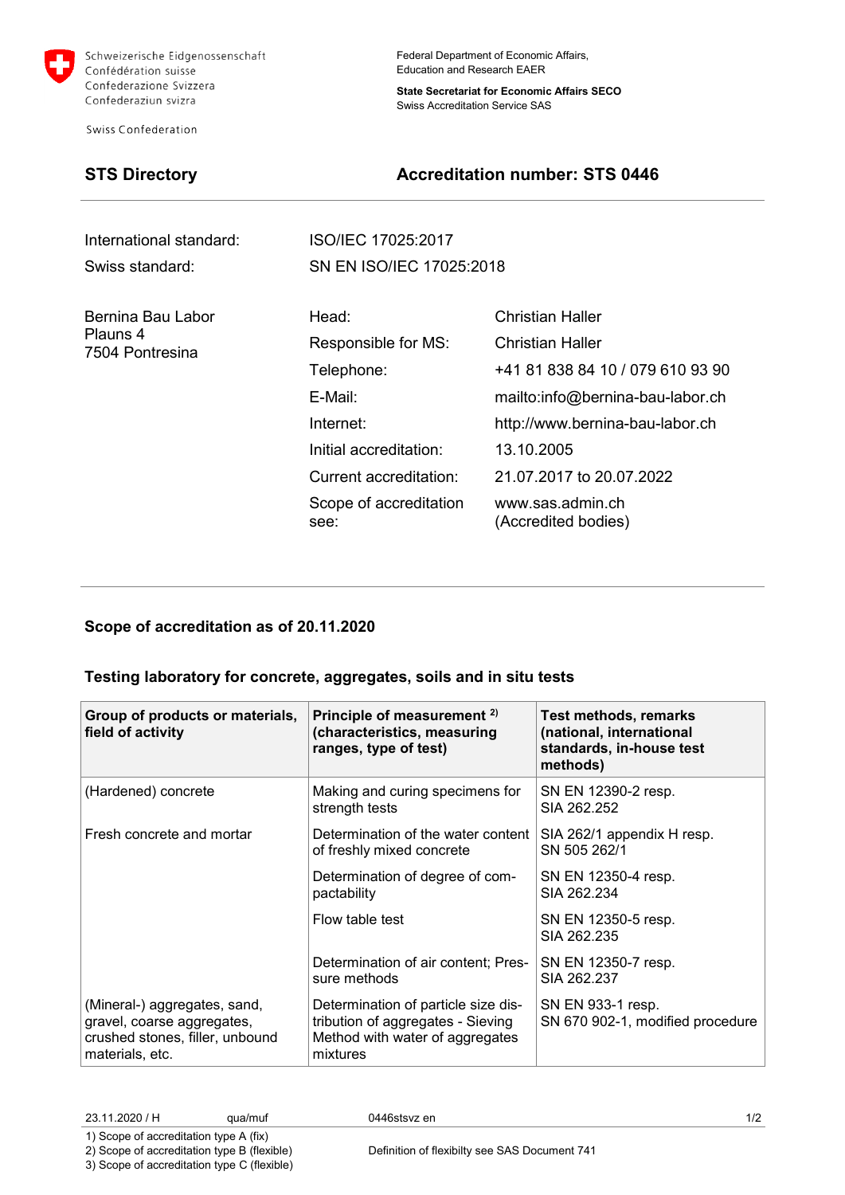Schweizerische Eidgenossenschaft
Confédération suisse
Confederazione Svizzera
Confederaziun svizra

Swiss Confederation

Federal Department of Economic Affairs,
Education and Research EAER

**State Secretariat for Economic Affairs SECO**
Swiss Accreditation Service SAS

## STS Directory

## Accreditation number: STS 0446

International standard: ISO/IEC 17025:2017
Swiss standard: SN EN ISO/IEC 17025:2018

Bernina Bau Labor
Plauns 4
7504 Pontresina

| | |
|---|---|
| Head: | Christian Haller |
| Responsible for MS: | Christian Haller |
| Telephone: | +41 81 838 84 10 / 079 610 93 90 |
| E-Mail: | mailto:info@bernina-bau-labor.ch |
| Internet: | http://www.bernina-bau-labor.ch |
| Initial accreditation: | 13.10.2005 |
| Current accreditation: | 21.07.2017 to 20.07.2022 |
| Scope of accreditation see: | www.sas.admin.ch (Accredited bodies) |

### Scope of accreditation as of 20.11.2020

### Testing laboratory for concrete, aggregates, soils and in situ tests

| Group of products or materials, field of activity | Principle of measurement [2] (characteristics, measuring ranges, type of test) | Test methods, remarks (national, international standards, in-house test methods) |
|---|---|---|
| (Hardened) concrete | Making and curing specimens for strength tests | SN EN 12390-2 resp. SIA 262.252 |
| Fresh concrete and mortar | Determination of the water content of freshly mixed concrete | SIA 262/1 appendix H resp. SN 505 262/1 |
| | Determination of degree of compactability | SN EN 12350-4 resp. SIA 262.234 |
| | Flow table test | SN EN 12350-5 resp. SIA 262.235 |
| | Determination of air content; Pressure methods | SN EN 12350-7 resp. SIA 262.237 |
| (Mineral-) aggregates, sand, gravel, coarse aggregates, crushed stones, filler, unbound materials, etc. | Determination of particle size distribution of aggregates - Sieving Method with water of aggregates mixtures | SN EN 933-1 resp. SN 670 902-1, modified procedure |

23.11.2020 / H qua/muf 0446stsvz en

1) Scope of accreditation type A (fix)
2) Scope of accreditation type B (flexible)
3) Scope of accreditation type C (flexible)

Definition of flexibilty see SAS Document 741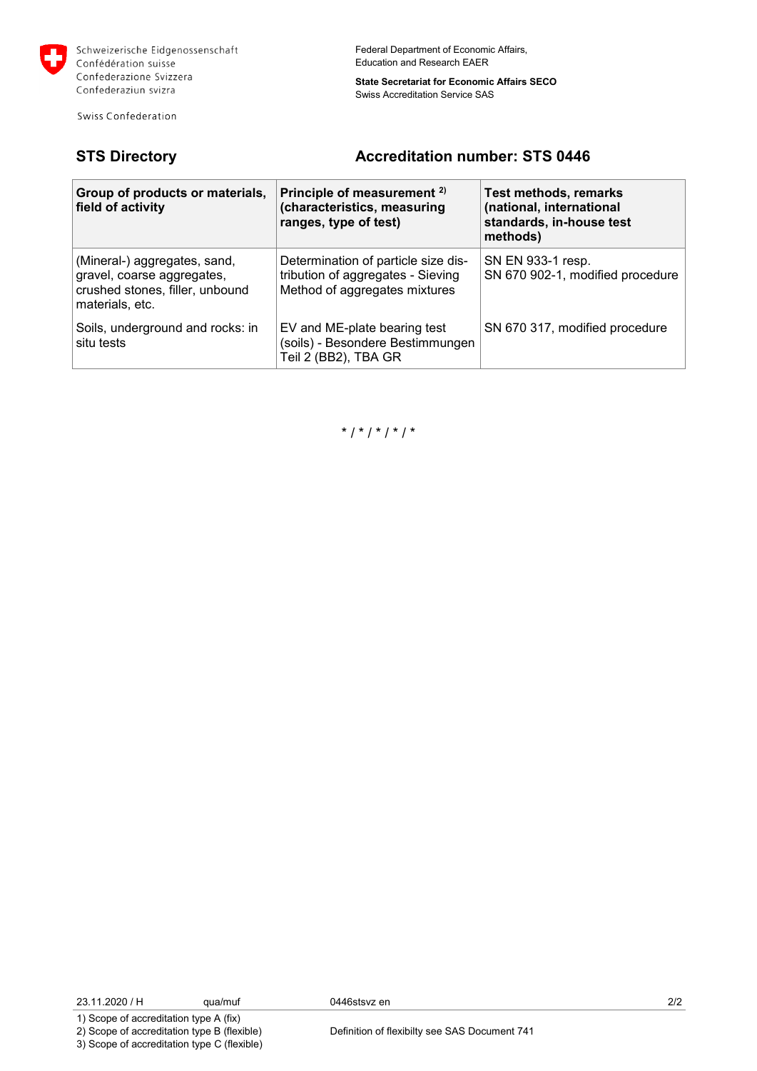## STS Directory

## Accreditation number: STS 0446

| Group of products or materials, field of activity | Principle of measurement [2)] (characteristics, measuring ranges, type of test) | Test methods, remarks (national, international standards, in-house test methods) |
|---|---|---|
| (Mineral-) aggregates, sand, gravel, coarse aggregates, crushed stones, filler, unbound materials, etc. | Determination of particle size distribution of aggregates - Sieving Method of aggregates mixtures | SN EN 933-1 resp. SN 670 902-1, modified procedure |
| Soils, underground and rocks: in situ tests | EV and ME-plate bearing test (soils) - Besondere Bestimmungen Teil 2 (BB2), TBA GR | SN 670 317, modified procedure |

* / * / * / * / *

23.11.2020 / H qua/muf 0446stsvz en

1) Scope of accreditation type A (fix)
2) Scope of accreditation type B (flexible)
3) Scope of accreditation type C (flexible)

Definition of flexibilty see SAS Document 741